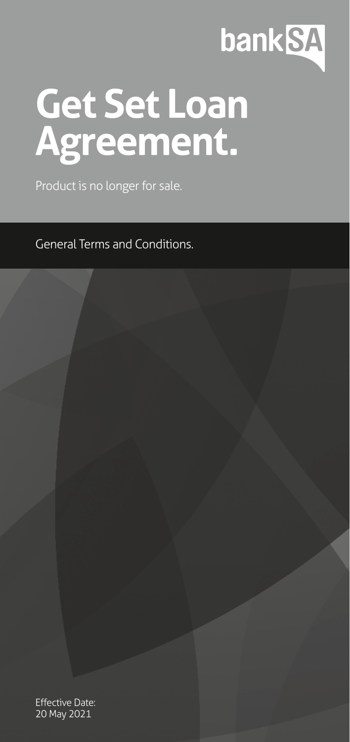bankSA

# Get Set Loan Agreement.

Product is no longer for sale.

General Terms and Conditions.

Effective Date:
20 May 2021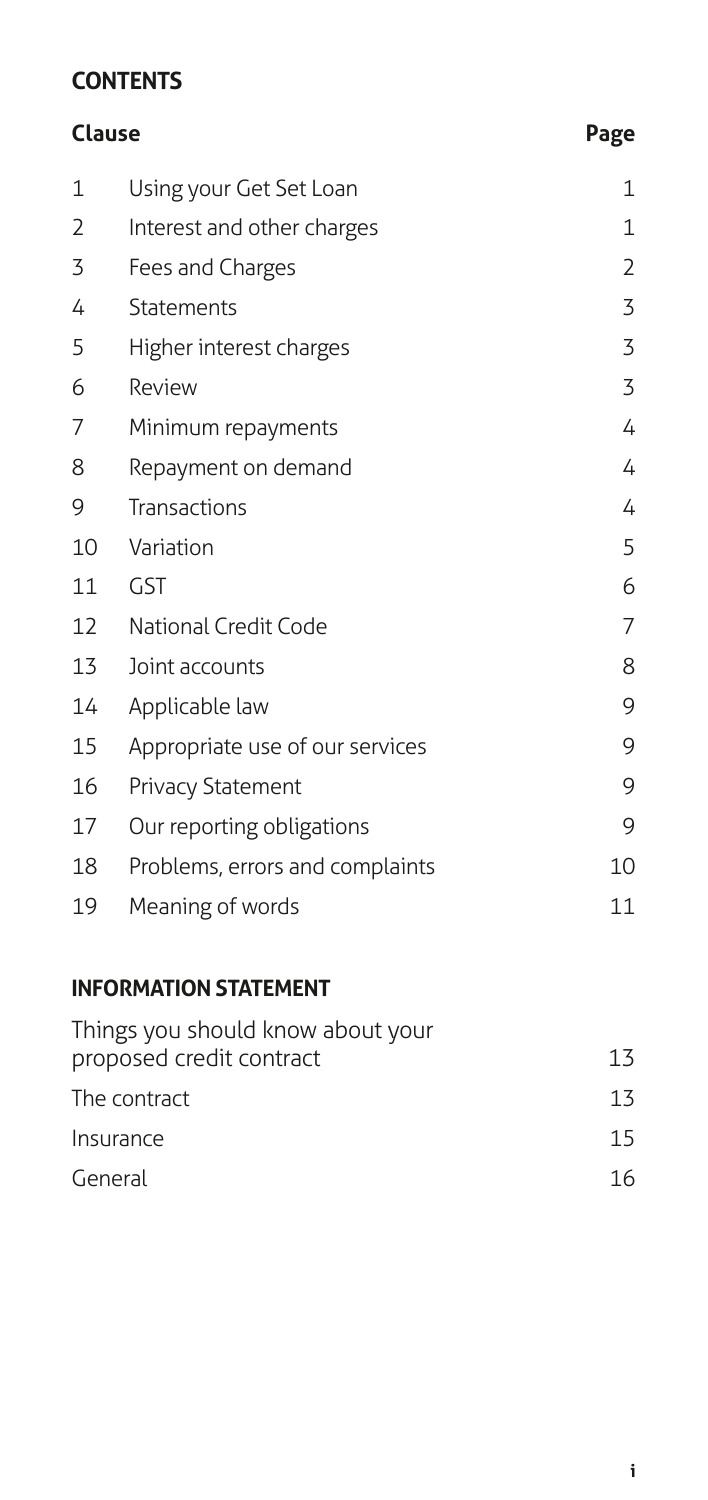## CONTENTS

| Clause | | Page |
| --- | --- | --- |
| 1 | Using your Get Set Loan | 1 |
| 2 | Interest and other charges | 1 |
| 3 | Fees and Charges | 2 |
| 4 | Statements | 3 |
| 5 | Higher interest charges | 3 |
| 6 | Review | 3 |
| 7 | Minimum repayments | 4 |
| 8 | Repayment on demand | 4 |
| 9 | Transactions | 4 |
| 10 | Variation | 5 |
| 11 | GST | 6 |
| 12 | National Credit Code | 7 |
| 13 | Joint accounts | 8 |
| 14 | Applicable law | 9 |
| 15 | Appropriate use of our services | 9 |
| 16 | Privacy Statement | 9 |
| 17 | Our reporting obligations | 9 |
| 18 | Problems, errors and complaints | 10 |
| 19 | Meaning of words | 11 |

## INFORMATION STATEMENT

| | |
| --- | --- |
| Things you should know about your proposed credit contract | 13 |
| The contract | 13 |
| Insurance | 15 |
| General | 16 |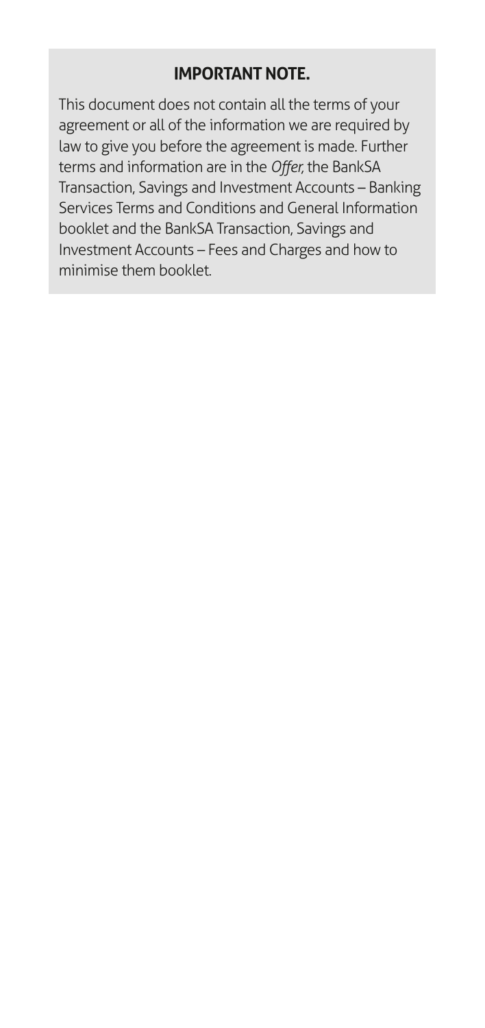## IMPORTANT NOTE.

This document does not contain all the terms of your agreement or all of the information we are required by law to give you before the agreement is made. Further terms and information are in the *Offer,* the BankSA Transaction, Savings and Investment Accounts – Banking Services Terms and Conditions and General Information booklet and the BankSA Transaction, Savings and Investment Accounts – Fees and Charges and how to minimise them booklet.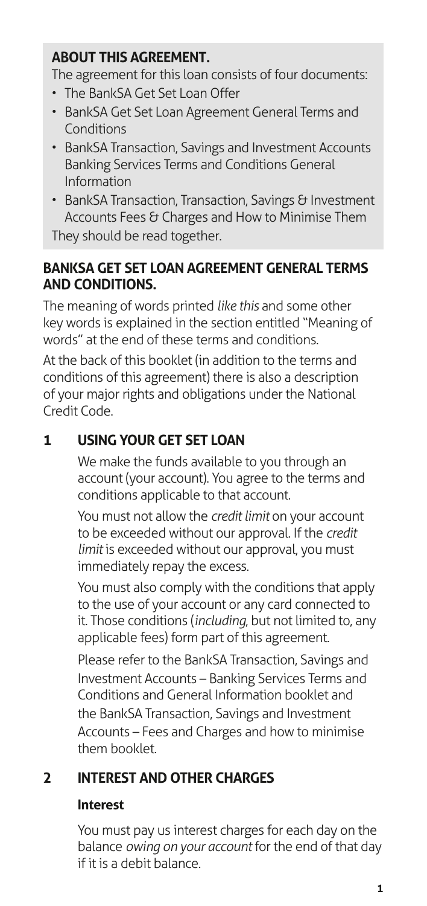## ABOUT THIS AGREEMENT.

The agreement for this loan consists of four documents:

- The BankSA Get Set Loan Offer
- BankSA Get Set Loan Agreement General Terms and Conditions
- BankSA Transaction, Savings and Investment Accounts Banking Services Terms and Conditions General Information
- BankSA Transaction, Transaction, Savings & Investment Accounts Fees & Charges and How to Minimise Them

They should be read together.

## BANKSA GET SET LOAN AGREEMENT GENERAL TERMS AND CONDITIONS.

The meaning of words printed *like this* and some other key words is explained in the section entitled "Meaning of words" at the end of these terms and conditions.

At the back of this booklet (in addition to the terms and conditions of this agreement) there is also a description of your major rights and obligations under the National Credit Code.

## 1 USING YOUR GET SET LOAN

We make the funds available to you through an account (your account). You agree to the terms and conditions applicable to that account.

You must not allow the *credit limit* on your account to be exceeded without our approval. If the *credit limit* is exceeded without our approval, you must immediately repay the excess.

You must also comply with the conditions that apply to the use of your account or any card connected to it. Those conditions (*including*, but not limited to, any applicable fees) form part of this agreement.

Please refer to the BankSA Transaction, Savings and Investment Accounts – Banking Services Terms and Conditions and General Information booklet and the BankSA Transaction, Savings and Investment Accounts – Fees and Charges and how to minimise them booklet.

## 2 INTEREST AND OTHER CHARGES

### Interest

You must pay us interest charges for each day on the balance *owing on your account* for the end of that day if it is a debit balance.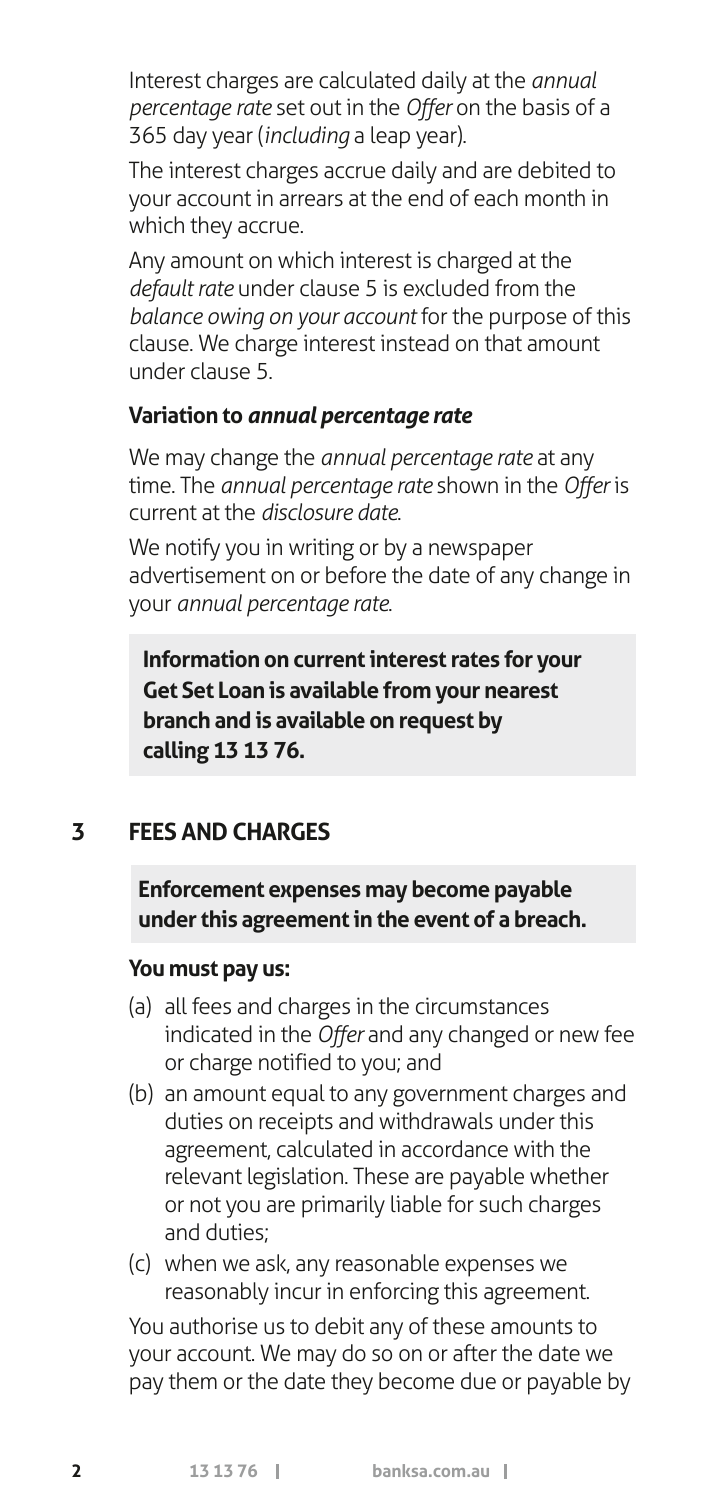Interest charges are calculated daily at the *annual percentage rate* set out in the *Offer* on the basis of a 365 day year (*including* a leap year).

The interest charges accrue daily and are debited to your account in arrears at the end of each month in which they accrue.

Any amount on which interest is charged at the *default rate* under clause 5 is excluded from the *balance owing on your account* for the purpose of this clause. We charge interest instead on that amount under clause 5.

**Variation to *annual percentage rate***

We may change the *annual percentage rate* at any time. The *annual percentage rate* shown in the *Offer* is current at the *disclosure date*.

We notify you in writing or by a newspaper advertisement on or before the date of any change in your *annual percentage rate*.

**Information on current interest rates for your Get Set Loan is available from your nearest branch and is available on request by calling 13 13 76.**

## 3 FEES AND CHARGES

**Enforcement expenses may become payable under this agreement in the event of a breach.**

**You must pay us:**

(a) all fees and charges in the circumstances indicated in the *Offer* and any changed or new fee or charge notified to you; and

(b) an amount equal to any government charges and duties on receipts and withdrawals under this agreement, calculated in accordance with the relevant legislation. These are payable whether or not you are primarily liable for such charges and duties;

(c) when we ask, any reasonable expenses we reasonably incur in enforcing this agreement.

You authorise us to debit any of these amounts to your account. We may do so on or after the date we pay them or the date they become due or payable by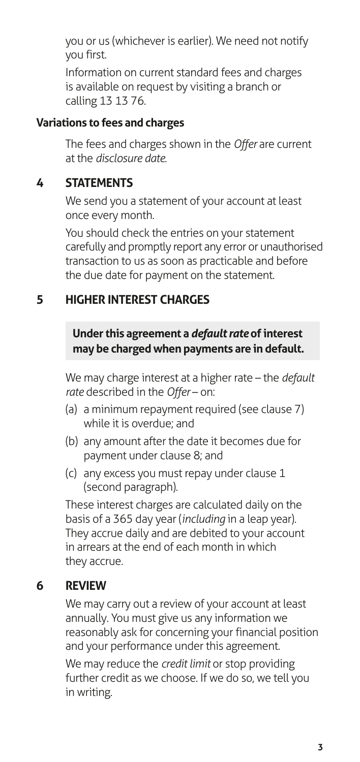you or us (whichever is earlier). We need not notify you first.

Information on current standard fees and charges is available on request by visiting a branch or calling 13 13 76.

**Variations to fees and charges**

The fees and charges shown in the *Offer* are current at the *disclosure date*.

## 4 STATEMENTS

We send you a statement of your account at least once every month.

You should check the entries on your statement carefully and promptly report any error or unauthorised transaction to us as soon as practicable and before the due date for payment on the statement.

## 5 HIGHER INTEREST CHARGES

**Under this agreement a *default rate* of interest may be charged when payments are in default.**

We may charge interest at a higher rate – the *default rate* described in the *Offer* – on:

(a) a minimum repayment required (see clause 7) while it is overdue; and

(b) any amount after the date it becomes due for payment under clause 8; and

(c) any excess you must repay under clause 1 (second paragraph).

These interest charges are calculated daily on the basis of a 365 day year (*including* in a leap year). They accrue daily and are debited to your account in arrears at the end of each month in which they accrue.

## 6 REVIEW

We may carry out a review of your account at least annually. You must give us any information we reasonably ask for concerning your financial position and your performance under this agreement.

We may reduce the *credit limit* or stop providing further credit as we choose. If we do so, we tell you in writing.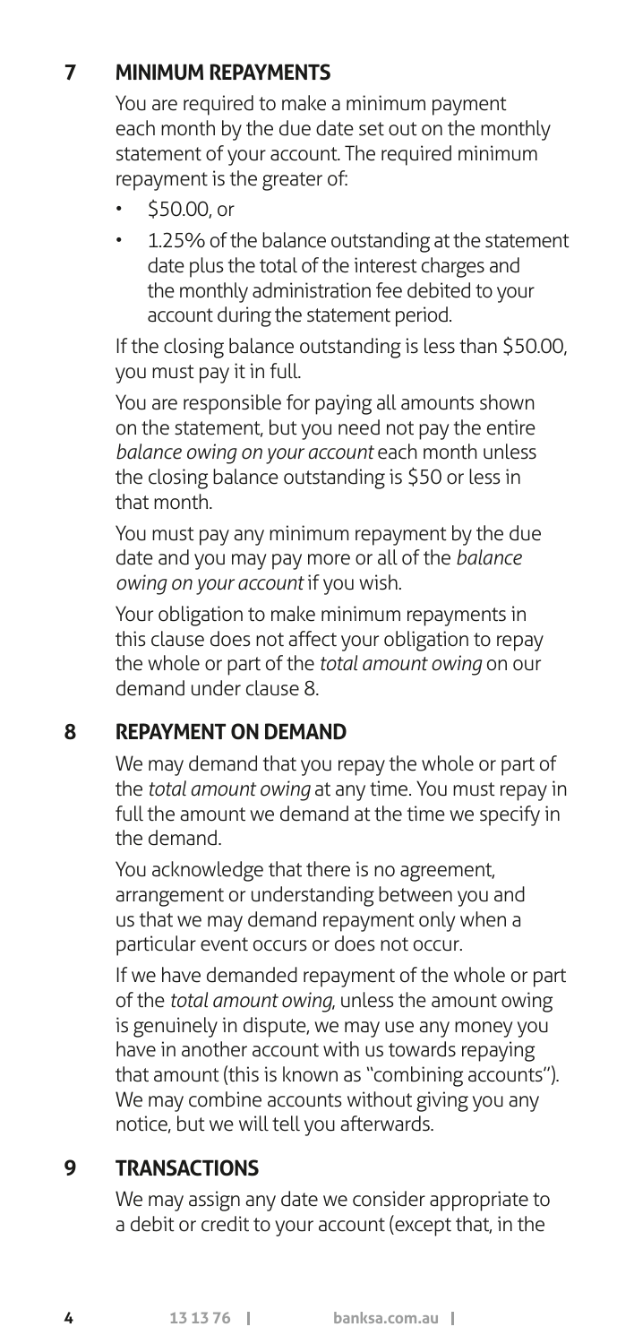## 7 MINIMUM REPAYMENTS

You are required to make a minimum payment each month by the due date set out on the monthly statement of your account. The required minimum repayment is the greater of:

- $50.00, or
- 1.25% of the balance outstanding at the statement date plus the total of the interest charges and the monthly administration fee debited to your account during the statement period.

If the closing balance outstanding is less than $50.00, you must pay it in full.

You are responsible for paying all amounts shown on the statement, but you need not pay the entire *balance owing on your account* each month unless the closing balance outstanding is $50 or less in that month.

You must pay any minimum repayment by the due date and you may pay more or all of the *balance owing on your account* if you wish.

Your obligation to make minimum repayments in this clause does not affect your obligation to repay the whole or part of the *total amount owing* on our demand under clause 8.

## 8 REPAYMENT ON DEMAND

We may demand that you repay the whole or part of the *total amount owing* at any time. You must repay in full the amount we demand at the time we specify in the demand.

You acknowledge that there is no agreement, arrangement or understanding between you and us that we may demand repayment only when a particular event occurs or does not occur.

If we have demanded repayment of the whole or part of the *total amount owing*, unless the amount owing is genuinely in dispute, we may use any money you have in another account with us towards repaying that amount (this is known as "combining accounts"). We may combine accounts without giving you any notice, but we will tell you afterwards.

## 9 TRANSACTIONS

We may assign any date we consider appropriate to a debit or credit to your account (except that, in the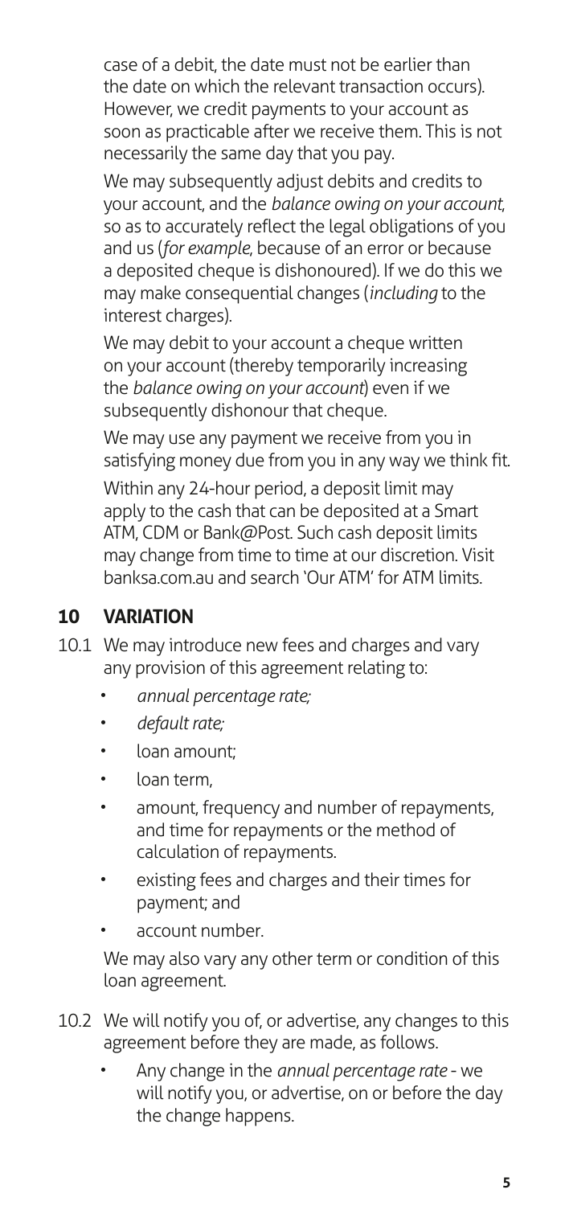case of a debit, the date must not be earlier than the date on which the relevant transaction occurs). However, we credit payments to your account as soon as practicable after we receive them. This is not necessarily the same day that you pay.

We may subsequently adjust debits and credits to your account, and the *balance owing on your account*, so as to accurately reflect the legal obligations of you and us (*for example*, because of an error or because a deposited cheque is dishonoured). If we do this we may make consequential changes (*including* to the interest charges).

We may debit to your account a cheque written on your account (thereby temporarily increasing the *balance owing on your account*) even if we subsequently dishonour that cheque.

We may use any payment we receive from you in satisfying money due from you in any way we think fit.

Within any 24-hour period, a deposit limit may apply to the cash that can be deposited at a Smart ATM, CDM or Bank@Post. Such cash deposit limits may change from time to time at our discretion. Visit banksa.com.au and search 'Our ATM' for ATM limits.

## 10 VARIATION

10.1 We may introduce new fees and charges and vary any provision of this agreement relating to:

- *annual percentage rate;*
- *default rate;*
- loan amount;
- loan term,
- amount, frequency and number of repayments, and time for repayments or the method of calculation of repayments.
- existing fees and charges and their times for payment; and
- account number.

We may also vary any other term or condition of this loan agreement.

10.2 We will notify you of, or advertise, any changes to this agreement before they are made, as follows.

- Any change in the *annual percentage rate* - we will notify you, or advertise, on or before the day the change happens.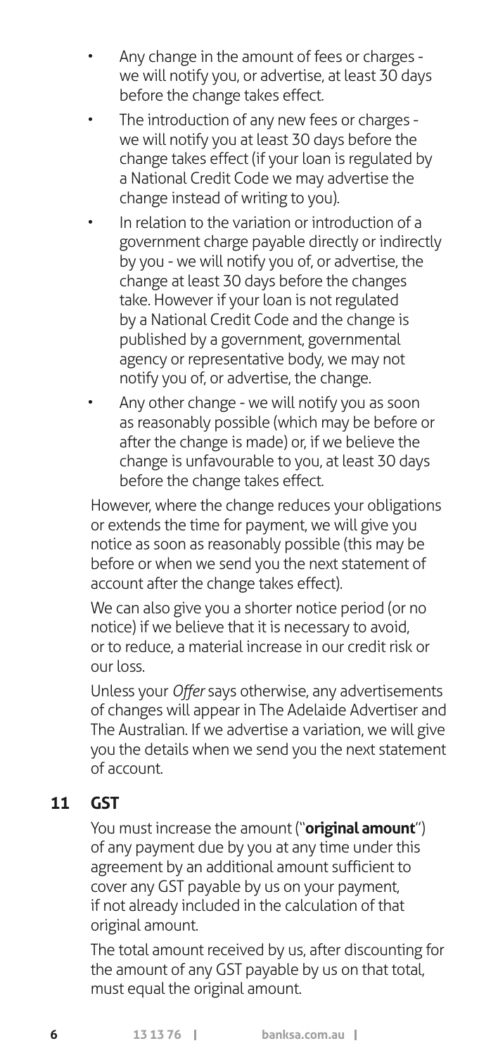- Any change in the amount of fees or charges - we will notify you, or advertise, at least 30 days before the change takes effect.
- The introduction of any new fees or charges - we will notify you at least 30 days before the change takes effect (if your loan is regulated by a National Credit Code we may advertise the change instead of writing to you).
- In relation to the variation or introduction of a government charge payable directly or indirectly by you - we will notify you of, or advertise, the change at least 30 days before the changes take. However if your loan is not regulated by a National Credit Code and the change is published by a government, governmental agency or representative body, we may not notify you of, or advertise, the change.
- Any other change - we will notify you as soon as reasonably possible (which may be before or after the change is made) or, if we believe the change is unfavourable to you, at least 30 days before the change takes effect.

However, where the change reduces your obligations or extends the time for payment, we will give you notice as soon as reasonably possible (this may be before or when we send you the next statement of account after the change takes effect).

We can also give you a shorter notice period (or no notice) if we believe that it is necessary to avoid, or to reduce, a material increase in our credit risk or our loss.

Unless your *Offer* says otherwise, any advertisements of changes will appear in The Adelaide Advertiser and The Australian. If we advertise a variation, we will give you the details when we send you the next statement of account.

## 11 GST

You must increase the amount ("**original amount**") of any payment due by you at any time under this agreement by an additional amount sufficient to cover any GST payable by us on your payment, if not already included in the calculation of that original amount.

The total amount received by us, after discounting for the amount of any GST payable by us on that total, must equal the original amount.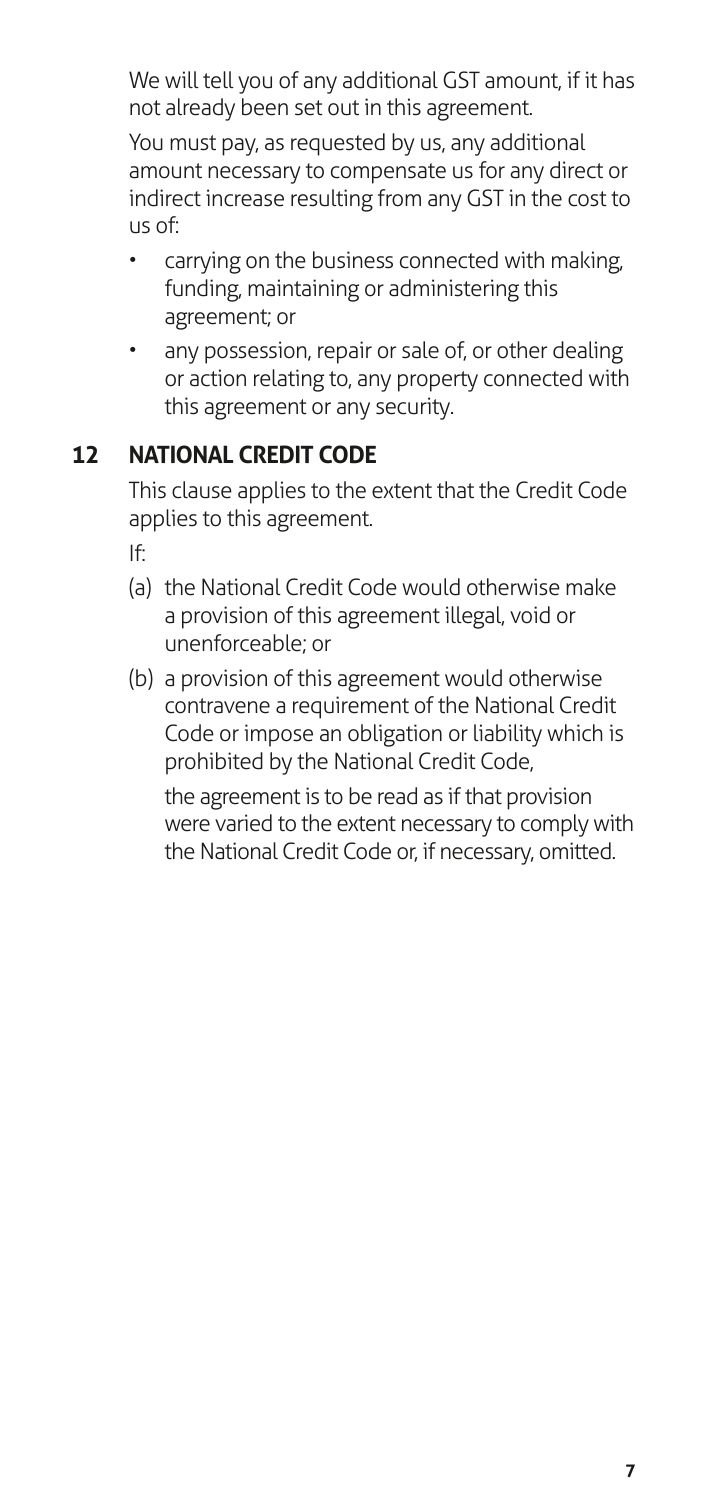We will tell you of any additional GST amount, if it has not already been set out in this agreement.

You must pay, as requested by us, any additional amount necessary to compensate us for any direct or indirect increase resulting from any GST in the cost to us of:

- carrying on the business connected with making, funding, maintaining or administering this agreement; or
- any possession, repair or sale of, or other dealing or action relating to, any property connected with this agreement or any security.

## 12 NATIONAL CREDIT CODE

This clause applies to the extent that the Credit Code applies to this agreement.

If:

(a) the National Credit Code would otherwise make a provision of this agreement illegal, void or unenforceable; or

(b) a provision of this agreement would otherwise contravene a requirement of the National Credit Code or impose an obligation or liability which is prohibited by the National Credit Code,

the agreement is to be read as if that provision were varied to the extent necessary to comply with the National Credit Code or, if necessary, omitted.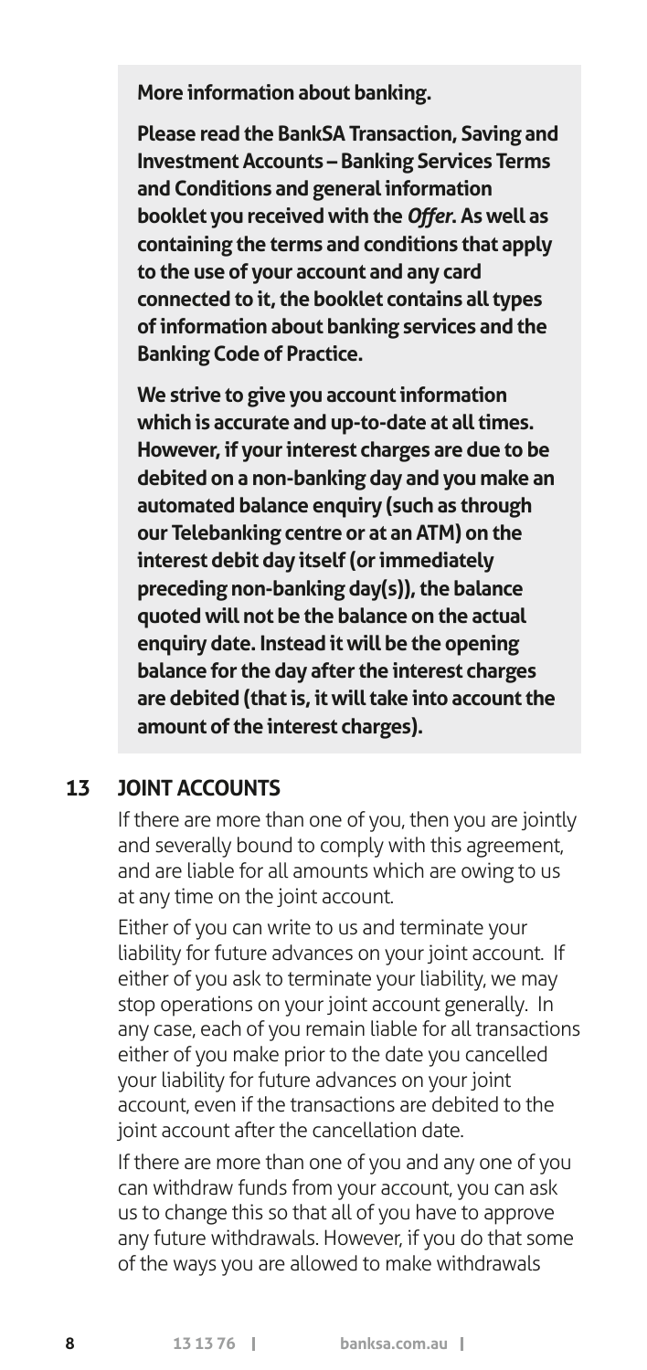**More information about banking.**

**Please read the BankSA Transaction, Saving and Investment Accounts – Banking Services Terms and Conditions and general information booklet you received with the *Offer*. As well as containing the terms and conditions that apply to the use of your account and any card connected to it, the booklet contains all types of information about banking services and the Banking Code of Practice.**

**We strive to give you account information which is accurate and up-to-date at all times. However, if your interest charges are due to be debited on a non-banking day and you make an automated balance enquiry (such as through our Telebanking centre or at an ATM) on the interest debit day itself (or immediately preceding non-banking day(s)), the balance quoted will not be the balance on the actual enquiry date. Instead it will be the opening balance for the day after the interest charges are debited (that is, it will take into account the amount of the interest charges).**

## 13 JOINT ACCOUNTS

If there are more than one of you, then you are jointly and severally bound to comply with this agreement, and are liable for all amounts which are owing to us at any time on the joint account.

Either of you can write to us and terminate your liability for future advances on your joint account. If either of you ask to terminate your liability, we may stop operations on your joint account generally. In any case, each of you remain liable for all transactions either of you make prior to the date you cancelled your liability for future advances on your joint account, even if the transactions are debited to the joint account after the cancellation date.

If there are more than one of you and any one of you can withdraw funds from your account, you can ask us to change this so that all of you have to approve any future withdrawals. However, if you do that some of the ways you are allowed to make withdrawals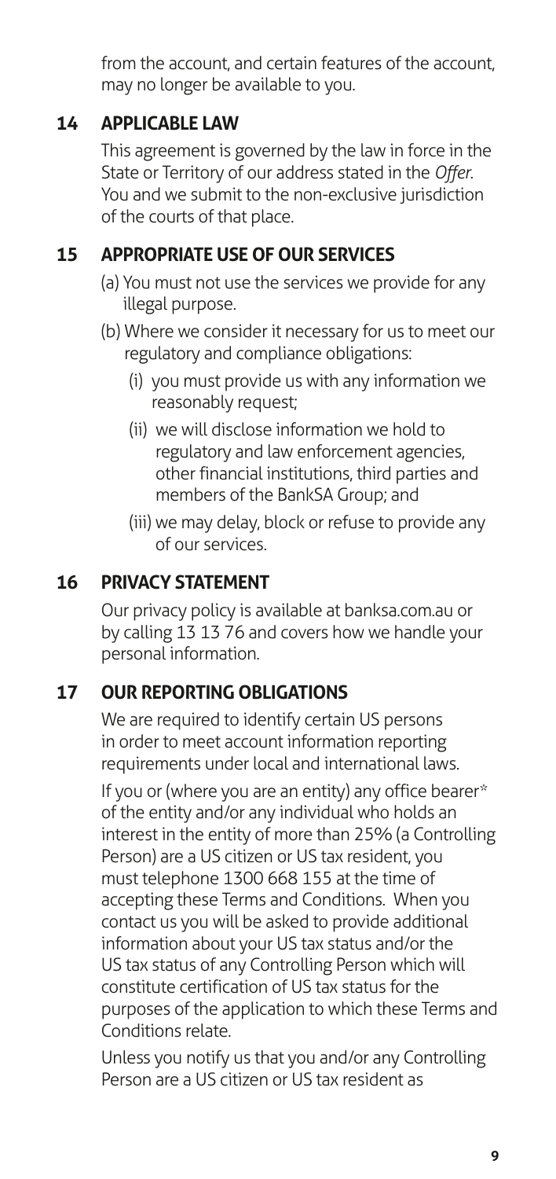from the account, and certain features of the account, may no longer be available to you.

## 14 APPLICABLE LAW

This agreement is governed by the law in force in the State or Territory of our address stated in the *Offer*. You and we submit to the non-exclusive jurisdiction of the courts of that place.

## 15 APPROPRIATE USE OF OUR SERVICES

(a) You must not use the services we provide for any illegal purpose.

(b) Where we consider it necessary for us to meet our regulatory and compliance obligations:

(i) you must provide us with any information we reasonably request;

(ii) we will disclose information we hold to regulatory and law enforcement agencies, other financial institutions, third parties and members of the BankSA Group; and

(iii) we may delay, block or refuse to provide any of our services.

## 16 PRIVACY STATEMENT

Our privacy policy is available at banksa.com.au or by calling 13 13 76 and covers how we handle your personal information.

## 17 OUR REPORTING OBLIGATIONS

We are required to identify certain US persons in order to meet account information reporting requirements under local and international laws.

If you or (where you are an entity) any office bearer* of the entity and/or any individual who holds an interest in the entity of more than 25% (a Controlling Person) are a US citizen or US tax resident, you must telephone 1300 668 155 at the time of accepting these Terms and Conditions. When you contact us you will be asked to provide additional information about your US tax status and/or the US tax status of any Controlling Person which will constitute certification of US tax status for the purposes of the application to which these Terms and Conditions relate.

Unless you notify us that you and/or any Controlling Person are a US citizen or US tax resident as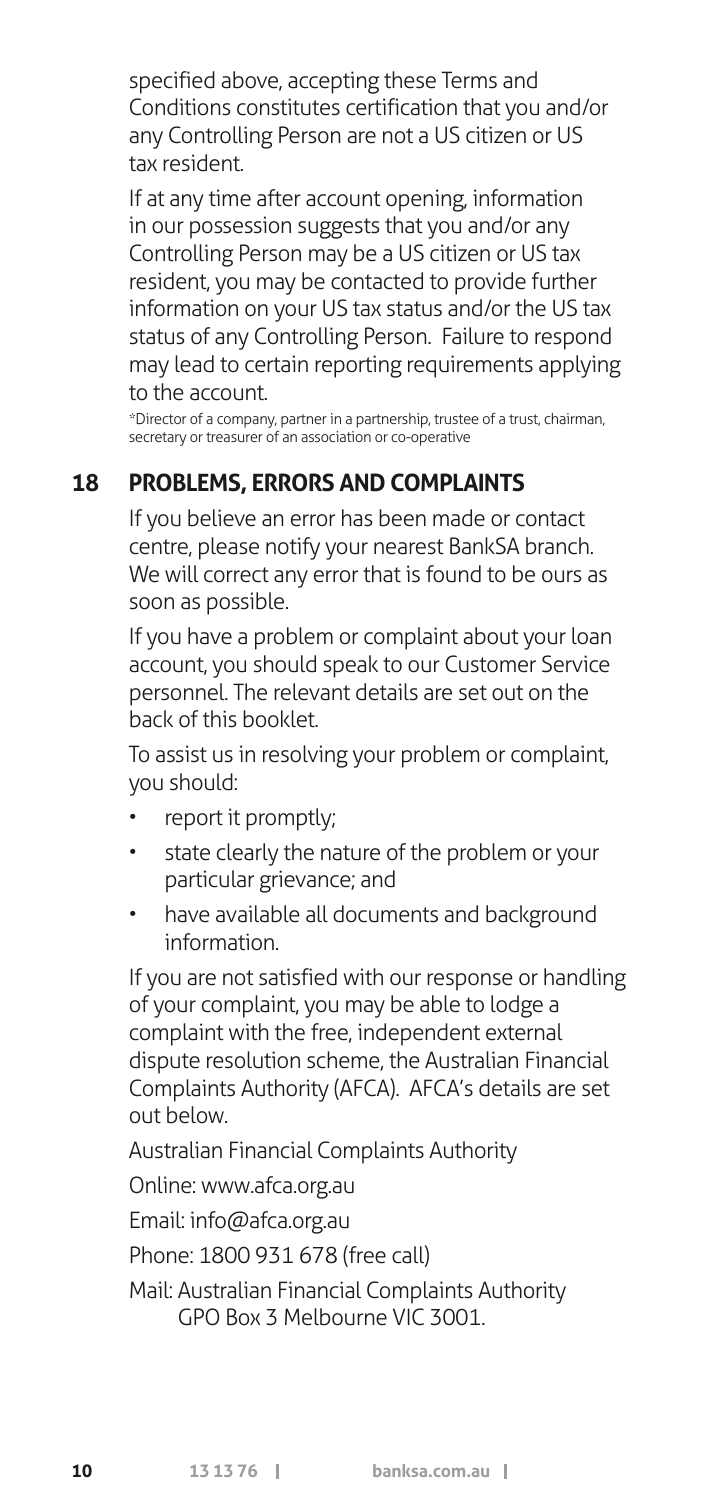specified above, accepting these Terms and Conditions constitutes certification that you and/or any Controlling Person are not a US citizen or US tax resident.

If at any time after account opening, information in our possession suggests that you and/or any Controlling Person may be a US citizen or US tax resident, you may be contacted to provide further information on your US tax status and/or the US tax status of any Controlling Person. Failure to respond may lead to certain reporting requirements applying to the account.

*Director of a company, partner in a partnership, trustee of a trust, chairman, secretary or treasurer of an association or co-operative

## 18 PROBLEMS, ERRORS AND COMPLAINTS

If you believe an error has been made or contact centre, please notify your nearest BankSA branch. We will correct any error that is found to be ours as soon as possible.

If you have a problem or complaint about your loan account, you should speak to our Customer Service personnel. The relevant details are set out on the back of this booklet.

To assist us in resolving your problem or complaint, you should:

- report it promptly;
- state clearly the nature of the problem or your particular grievance; and
- have available all documents and background information.

If you are not satisfied with our response or handling of your complaint, you may be able to lodge a complaint with the free, independent external dispute resolution scheme, the Australian Financial Complaints Authority (AFCA). AFCA's details are set out below.

Australian Financial Complaints Authority

Online: www.afca.org.au

Email: info@afca.org.au

Phone: 1800 931 678 (free call)

Mail: Australian Financial Complaints Authority
GPO Box 3 Melbourne VIC 3001.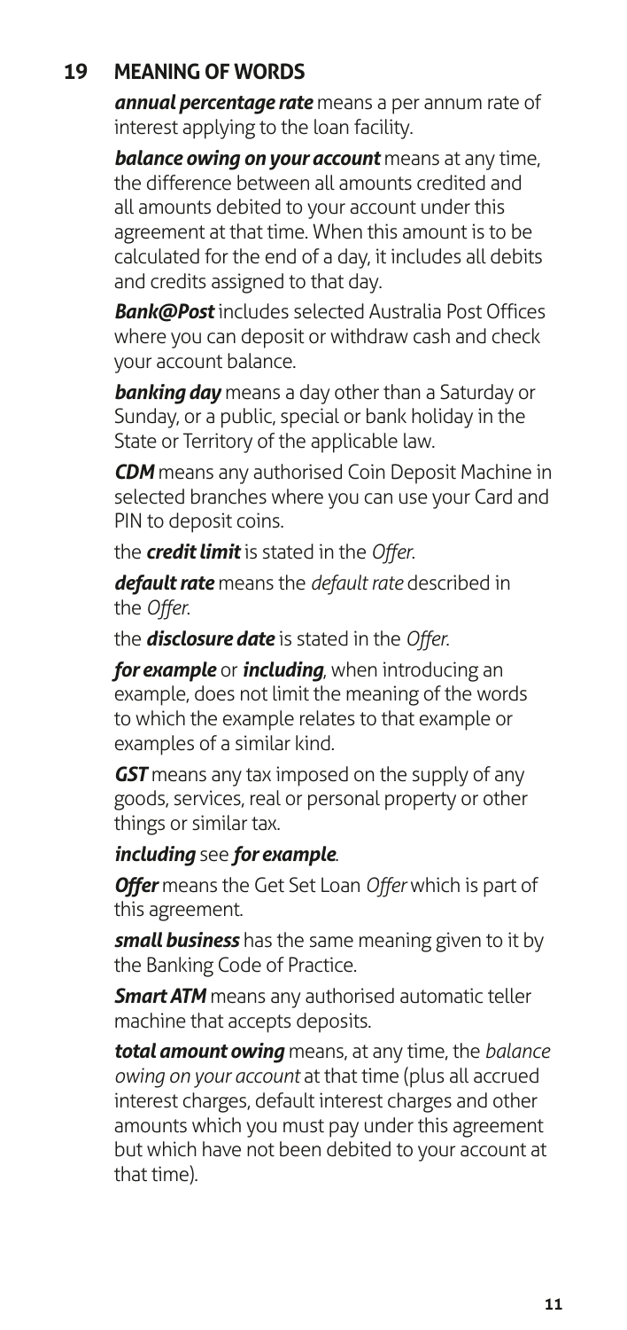## 19 MEANING OF WORDS

***annual percentage rate*** means a per annum rate of interest applying to the loan facility.

***balance owing on your account*** means at any time, the difference between all amounts credited and all amounts debited to your account under this agreement at that time. When this amount is to be calculated for the end of a day, it includes all debits and credits assigned to that day.

***Bank@Post*** includes selected Australia Post Offices where you can deposit or withdraw cash and check your account balance.

***banking day*** means a day other than a Saturday or Sunday, or a public, special or bank holiday in the State or Territory of the applicable law.

***CDM*** means any authorised Coin Deposit Machine in selected branches where you can use your Card and PIN to deposit coins.

the ***credit limit*** is stated in the *Offer*.

***default rate*** means the *default rate* described in the *Offer*.

the ***disclosure date*** is stated in the *Offer*.

***for example*** or ***including***, when introducing an example, does not limit the meaning of the words to which the example relates to that example or examples of a similar kind.

***GST*** means any tax imposed on the supply of any goods, services, real or personal property or other things or similar tax.

***including*** see ***for example***.

***Offer*** means the Get Set Loan *Offer* which is part of this agreement.

***small business*** has the same meaning given to it by the Banking Code of Practice.

***Smart ATM*** means any authorised automatic teller machine that accepts deposits.

***total amount owing*** means, at any time, the *balance owing on your account* at that time (plus all accrued interest charges, default interest charges and other amounts which you must pay under this agreement but which have not been debited to your account at that time).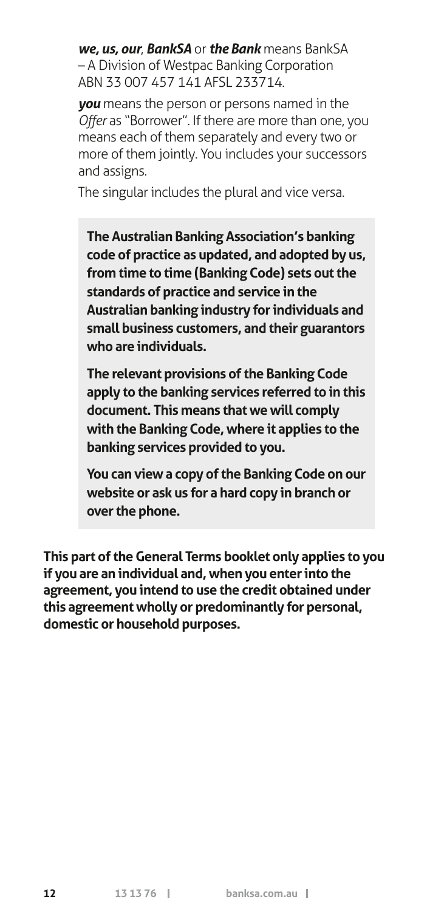***we, us, our*, *BankSA* or *the Bank*** means BankSA – A Division of Westpac Banking Corporation ABN 33 007 457 141 AFSL 233714.

***you*** means the person or persons named in the *Offer* as "Borrower". If there are more than one, you means each of them separately and every two or more of them jointly. You includes your successors and assigns.

The singular includes the plural and vice versa.

> **The Australian Banking Association's banking code of practice as updated, and adopted by us, from time to time (Banking Code) sets out the standards of practice and service in the Australian banking industry for individuals and small business customers, and their guarantors who are individuals.**
>
> **The relevant provisions of the Banking Code apply to the banking services referred to in this document. This means that we will comply with the Banking Code, where it applies to the banking services provided to you.**
>
> **You can view a copy of the Banking Code on our website or ask us for a hard copy in branch or over the phone.**

**This part of the General Terms booklet only applies to you if you are an individual and, when you enter into the agreement, you intend to use the credit obtained under this agreement wholly or predominantly for personal, domestic or household purposes.**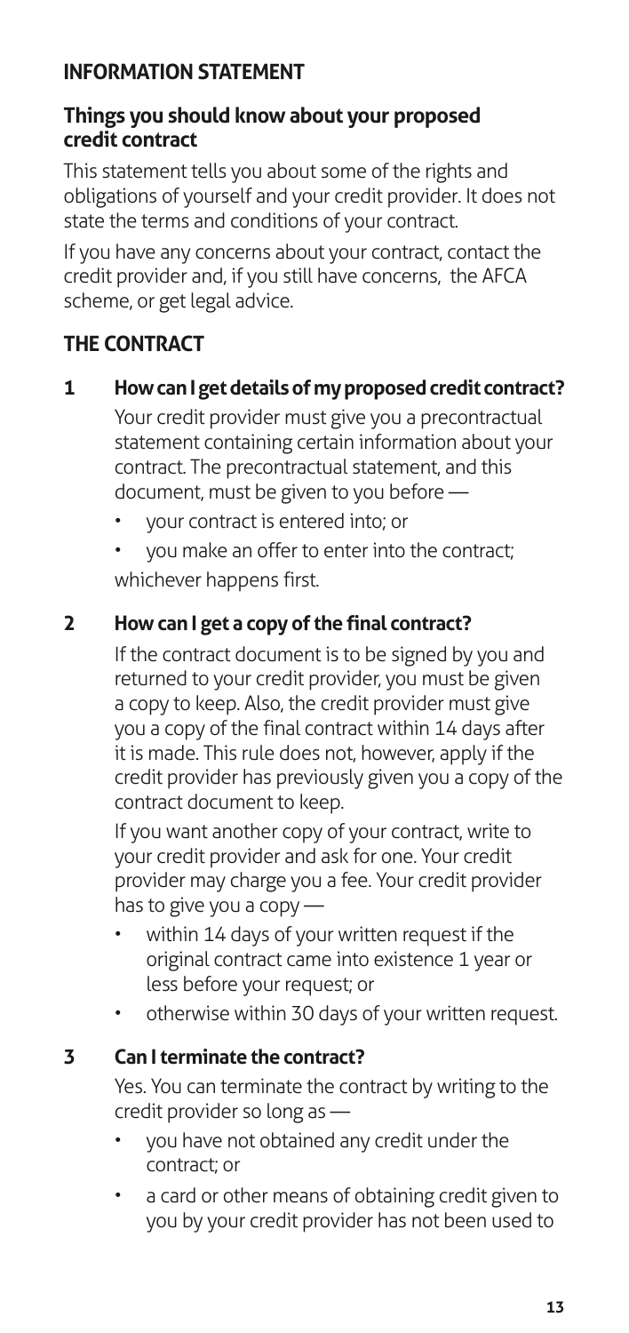## INFORMATION STATEMENT

### Things you should know about your proposed credit contract

This statement tells you about some of the rights and obligations of yourself and your credit provider. It does not state the terms and conditions of your contract.

If you have any concerns about your contract, contact the credit provider and, if you still have concerns, the AFCA scheme, or get legal advice.

## THE CONTRACT

**1 How can I get details of my proposed credit contract?**

Your credit provider must give you a precontractual statement containing certain information about your contract. The precontractual statement, and this document, must be given to you before —

- your contract is entered into; or
- you make an offer to enter into the contract;

whichever happens first.

**2 How can I get a copy of the final contract?**

If the contract document is to be signed by you and returned to your credit provider, you must be given a copy to keep. Also, the credit provider must give you a copy of the final contract within 14 days after it is made. This rule does not, however, apply if the credit provider has previously given you a copy of the contract document to keep.

If you want another copy of your contract, write to your credit provider and ask for one. Your credit provider may charge you a fee. Your credit provider has to give you a copy —

- within 14 days of your written request if the original contract came into existence 1 year or less before your request; or
- otherwise within 30 days of your written request.

**3 Can I terminate the contract?**

Yes. You can terminate the contract by writing to the credit provider so long as —

- you have not obtained any credit under the contract; or
- a card or other means of obtaining credit given to you by your credit provider has not been used to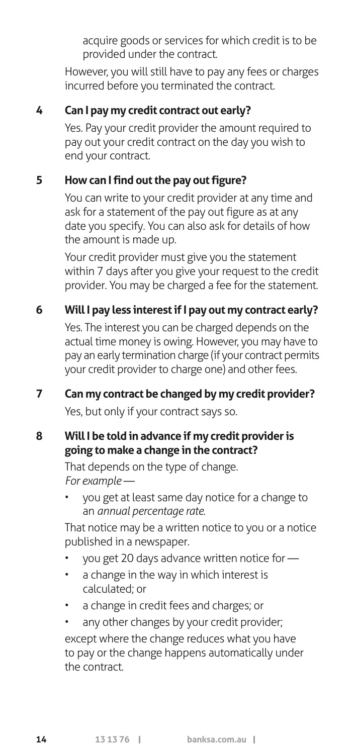acquire goods or services for which credit is to be provided under the contract.

However, you will still have to pay any fees or charges incurred before you terminated the contract.

**4 Can I pay my credit contract out early?**

Yes. Pay your credit provider the amount required to pay out your credit contract on the day you wish to end your contract.

**5 How can I find out the pay out figure?**

You can write to your credit provider at any time and ask for a statement of the pay out figure as at any date you specify. You can also ask for details of how the amount is made up.

Your credit provider must give you the statement within 7 days after you give your request to the credit provider. You may be charged a fee for the statement.

**6 Will I pay less interest if I pay out my contract early?**

Yes. The interest you can be charged depends on the actual time money is owing. However, you may have to pay an early termination charge (if your contract permits your credit provider to charge one) and other fees.

**7 Can my contract be changed by my credit provider?**

Yes, but only if your contract says so.

**8 Will I be told in advance if my credit provider is going to make a change in the contract?**

That depends on the type of change.
*For example* —

- you get at least same day notice for a change to an *annual percentage rate*.

That notice may be a written notice to you or a notice published in a newspaper.

- you get 20 days advance written notice for —
- a change in the way in which interest is calculated; or
- a change in credit fees and charges; or
- any other changes by your credit provider;

except where the change reduces what you have to pay or the change happens automatically under the contract.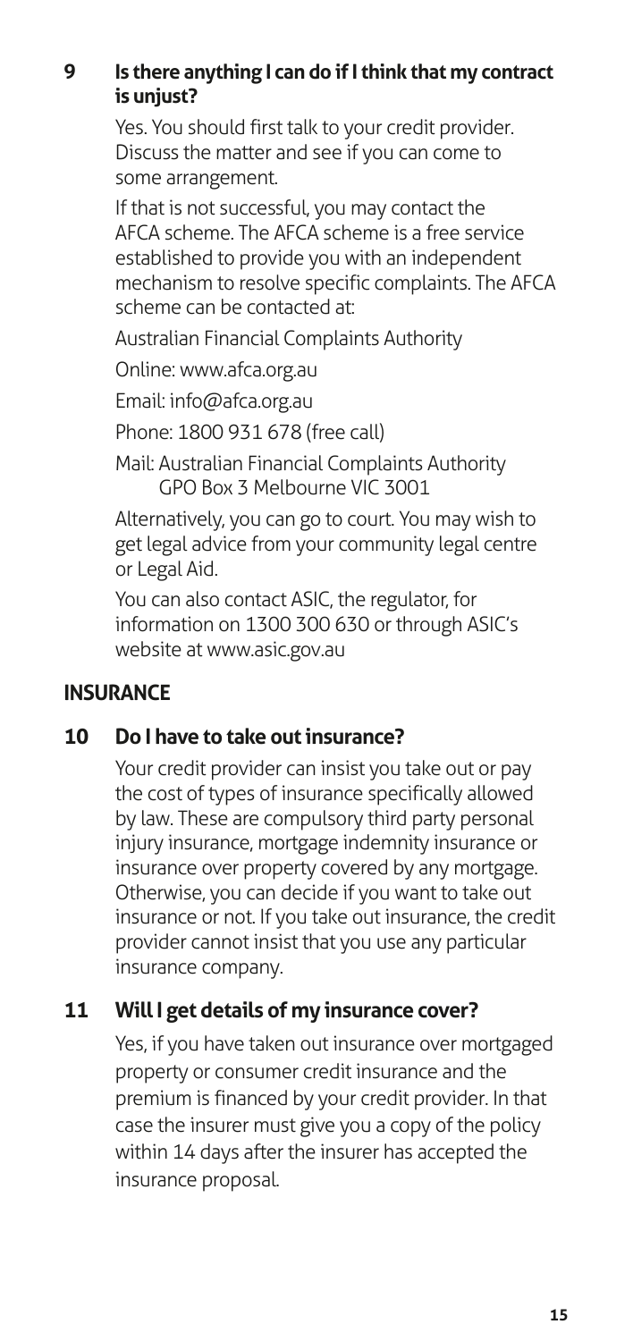### 9 Is there anything I can do if I think that my contract is unjust?

Yes. You should first talk to your credit provider. Discuss the matter and see if you can come to some arrangement.

If that is not successful, you may contact the AFCA scheme. The AFCA scheme is a free service established to provide you with an independent mechanism to resolve specific complaints. The AFCA scheme can be contacted at:

Australian Financial Complaints Authority

Online: www.afca.org.au

Email: info@afca.org.au

Phone: 1800 931 678 (free call)

Mail: Australian Financial Complaints Authority
GPO Box 3 Melbourne VIC 3001

Alternatively, you can go to court. You may wish to get legal advice from your community legal centre or Legal Aid.

You can also contact ASIC, the regulator, for information on 1300 300 630 or through ASIC's website at www.asic.gov.au

## INSURANCE

### 10 Do I have to take out insurance?

Your credit provider can insist you take out or pay the cost of types of insurance specifically allowed by law. These are compulsory third party personal injury insurance, mortgage indemnity insurance or insurance over property covered by any mortgage. Otherwise, you can decide if you want to take out insurance or not. If you take out insurance, the credit provider cannot insist that you use any particular insurance company.

### 11 Will I get details of my insurance cover?

Yes, if you have taken out insurance over mortgaged property or consumer credit insurance and the premium is financed by your credit provider. In that case the insurer must give you a copy of the policy within 14 days after the insurer has accepted the insurance proposal.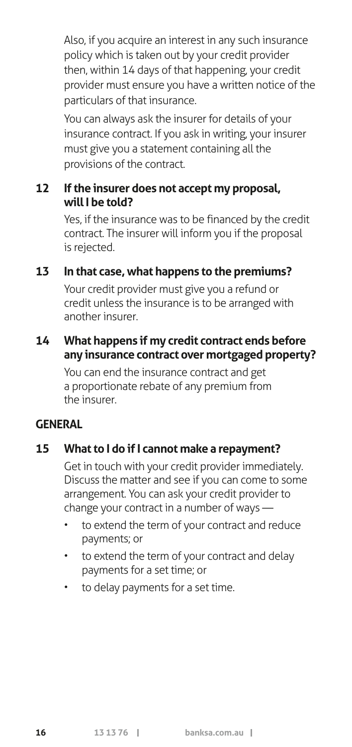Also, if you acquire an interest in any such insurance policy which is taken out by your credit provider then, within 14 days of that happening, your credit provider must ensure you have a written notice of the particulars of that insurance.

You can always ask the insurer for details of your insurance contract. If you ask in writing, your insurer must give you a statement containing all the provisions of the contract.

### 12 If the insurer does not accept my proposal, will I be told?

Yes, if the insurance was to be financed by the credit contract. The insurer will inform you if the proposal is rejected.

### 13 In that case, what happens to the premiums?

Your credit provider must give you a refund or credit unless the insurance is to be arranged with another insurer.

### 14 What happens if my credit contract ends before any insurance contract over mortgaged property?

You can end the insurance contract and get a proportionate rebate of any premium from the insurer.

## GENERAL

### 15 What to I do if I cannot make a repayment?

Get in touch with your credit provider immediately. Discuss the matter and see if you can come to some arrangement. You can ask your credit provider to change your contract in a number of ways —

- to extend the term of your contract and reduce payments; or
- to extend the term of your contract and delay payments for a set time; or
- to delay payments for a set time.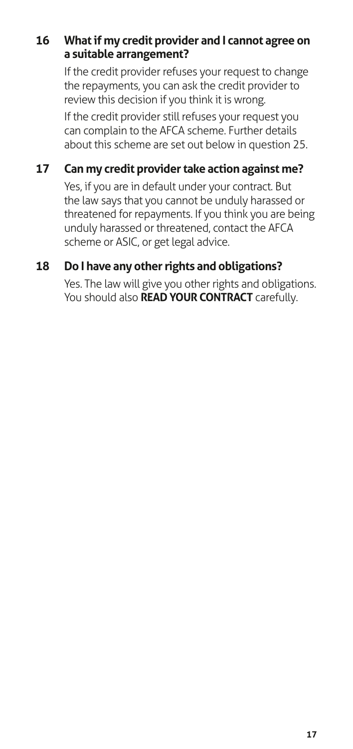### 16 What if my credit provider and I cannot agree on a suitable arrangement?

If the credit provider refuses your request to change the repayments, you can ask the credit provider to review this decision if you think it is wrong.

If the credit provider still refuses your request you can complain to the AFCA scheme. Further details about this scheme are set out below in question 25.

### 17 Can my credit provider take action against me?

Yes, if you are in default under your contract. But the law says that you cannot be unduly harassed or threatened for repayments. If you think you are being unduly harassed or threatened, contact the AFCA scheme or ASIC, or get legal advice.

### 18 Do I have any other rights and obligations?

Yes. The law will give you other rights and obligations. You should also **READ YOUR CONTRACT** carefully.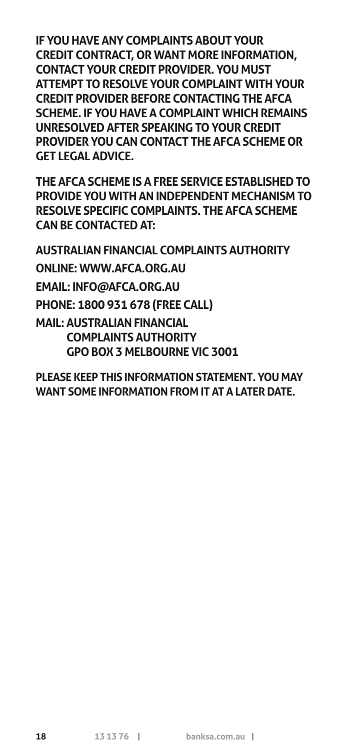**IF YOU HAVE ANY COMPLAINTS ABOUT YOUR CREDIT CONTRACT, OR WANT MORE INFORMATION, CONTACT YOUR CREDIT PROVIDER. YOU MUST ATTEMPT TO RESOLVE YOUR COMPLAINT WITH YOUR CREDIT PROVIDER BEFORE CONTACTING THE AFCA SCHEME. IF YOU HAVE A COMPLAINT WHICH REMAINS UNRESOLVED AFTER SPEAKING TO YOUR CREDIT PROVIDER YOU CAN CONTACT THE AFCA SCHEME OR GET LEGAL ADVICE.**

**THE AFCA SCHEME IS A FREE SERVICE ESTABLISHED TO PROVIDE YOU WITH AN INDEPENDENT MECHANISM TO RESOLVE SPECIFIC COMPLAINTS. THE AFCA SCHEME CAN BE CONTACTED AT:**

**AUSTRALIAN FINANCIAL COMPLAINTS AUTHORITY**

**ONLINE: WWW.AFCA.ORG.AU**

**EMAIL: INFO@AFCA.ORG.AU**

**PHONE: 1800 931 678 (FREE CALL)**

**MAIL: AUSTRALIAN FINANCIAL
COMPLAINTS AUTHORITY
GPO BOX 3 MELBOURNE VIC 3001**

**PLEASE KEEP THIS INFORMATION STATEMENT. YOU MAY WANT SOME INFORMATION FROM IT AT A LATER DATE.**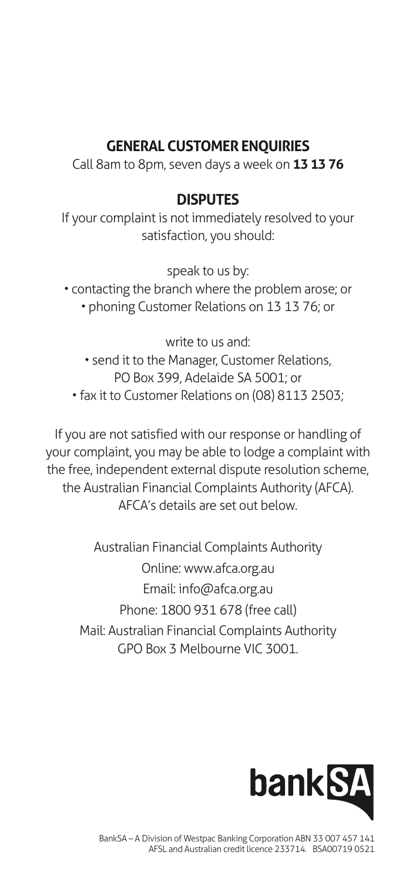## GENERAL CUSTOMER ENQUIRIES

Call 8am to 8pm, seven days a week on **13 13 76**

## DISPUTES

If your complaint is not immediately resolved to your satisfaction, you should:

speak to us by:

- contacting the branch where the problem arose; or
- phoning Customer Relations on 13 13 76; or

write to us and:

- send it to the Manager, Customer Relations, PO Box 399, Adelaide SA 5001; or
- fax it to Customer Relations on (08) 8113 2503;

If you are not satisfied with our response or handling of your complaint, you may be able to lodge a complaint with the free, independent external dispute resolution scheme, the Australian Financial Complaints Authority (AFCA). AFCA's details are set out below.

Australian Financial Complaints Authority
Online: www.afca.org.au
Email: info@afca.org.au
Phone: 1800 931 678 (free call)
Mail: Australian Financial Complaints Authority
GPO Box 3 Melbourne VIC 3001.

bankSA

BankSA – A Division of Westpac Banking Corporation ABN 33 007 457 141
AFSL and Australian credit licence 233714. BSA00719 0521